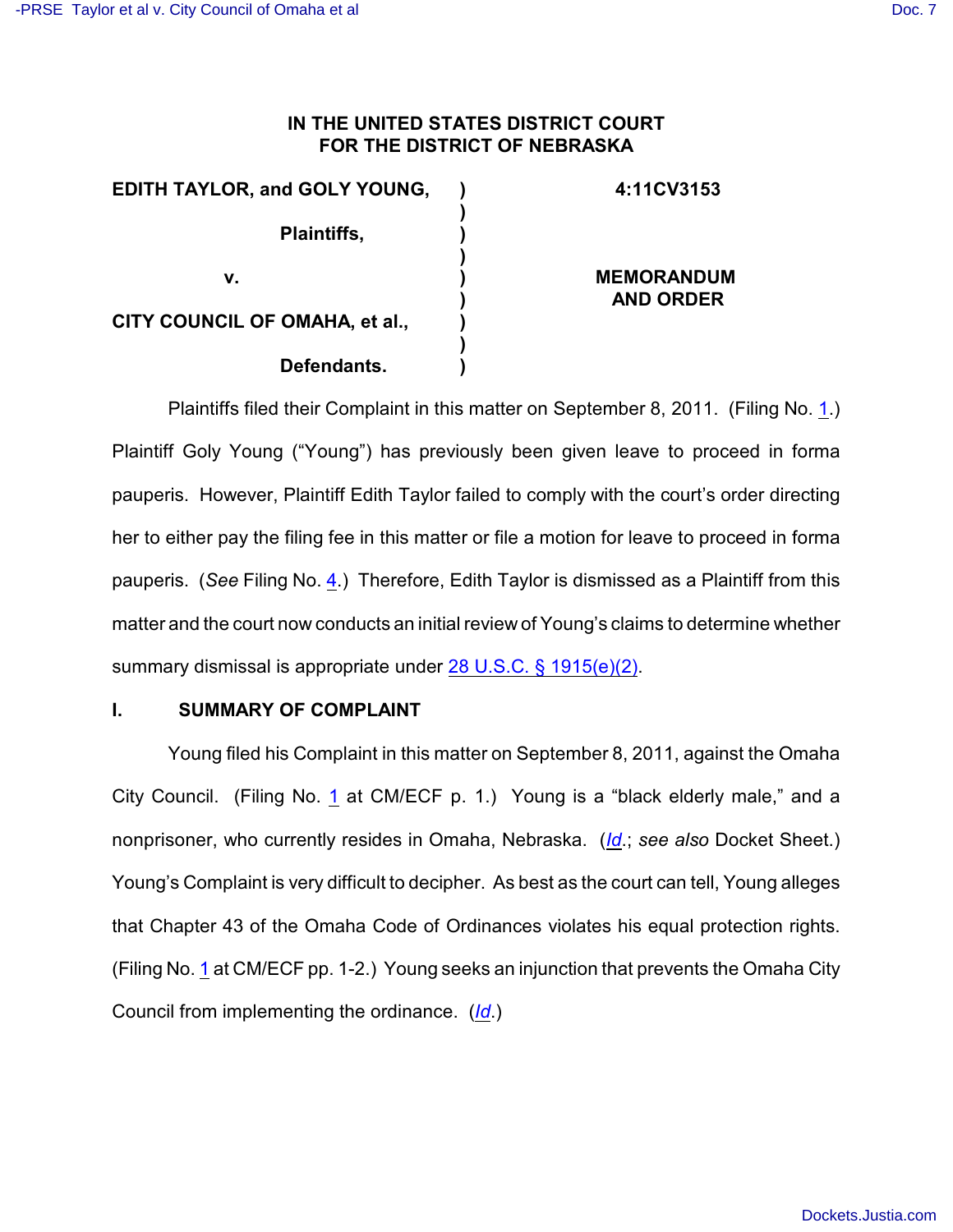**IN THE UNITED STATES DISTRICT COURT**
**FOR THE DISTRICT OF NEBRASKA**

| | | |
|---|---|---|
| **EDITH TAYLOR, and GOLY YOUNG,** | ) | **4:11CV3153** |
| | ) | |
| **Plaintiffs,** | ) | |
| | ) | |
| **v.** | ) | **MEMORANDUM AND ORDER** |
| | ) | |
| **CITY COUNCIL OF OMAHA, et al.,** | ) | |
| | ) | |
| **Defendants.** | ) | |

Plaintiffs filed their Complaint in this matter on September 8, 2011. (Filing No. 1.) Plaintiff Goly Young ("Young") has previously been given leave to proceed in forma pauperis. However, Plaintiff Edith Taylor failed to comply with the court's order directing her to either pay the filing fee in this matter or file a motion for leave to proceed in forma pauperis. (*See* Filing No. 4.) Therefore, Edith Taylor is dismissed as a Plaintiff from this matter and the court now conducts an initial review of Young's claims to determine whether summary dismissal is appropriate under 28 U.S.C. § 1915(e)(2).

## I. SUMMARY OF COMPLAINT

Young filed his Complaint in this matter on September 8, 2011, against the Omaha City Council. (Filing No. 1 at CM/ECF p. 1.) Young is a "black elderly male," and a nonprisoner, who currently resides in Omaha, Nebraska. (*Id*.; *see also* Docket Sheet.) Young's Complaint is very difficult to decipher. As best as the court can tell, Young alleges that Chapter 43 of the Omaha Code of Ordinances violates his equal protection rights. (Filing No. 1 at CM/ECF pp. 1-2.) Young seeks an injunction that prevents the Omaha City Council from implementing the ordinance. (*Id*.)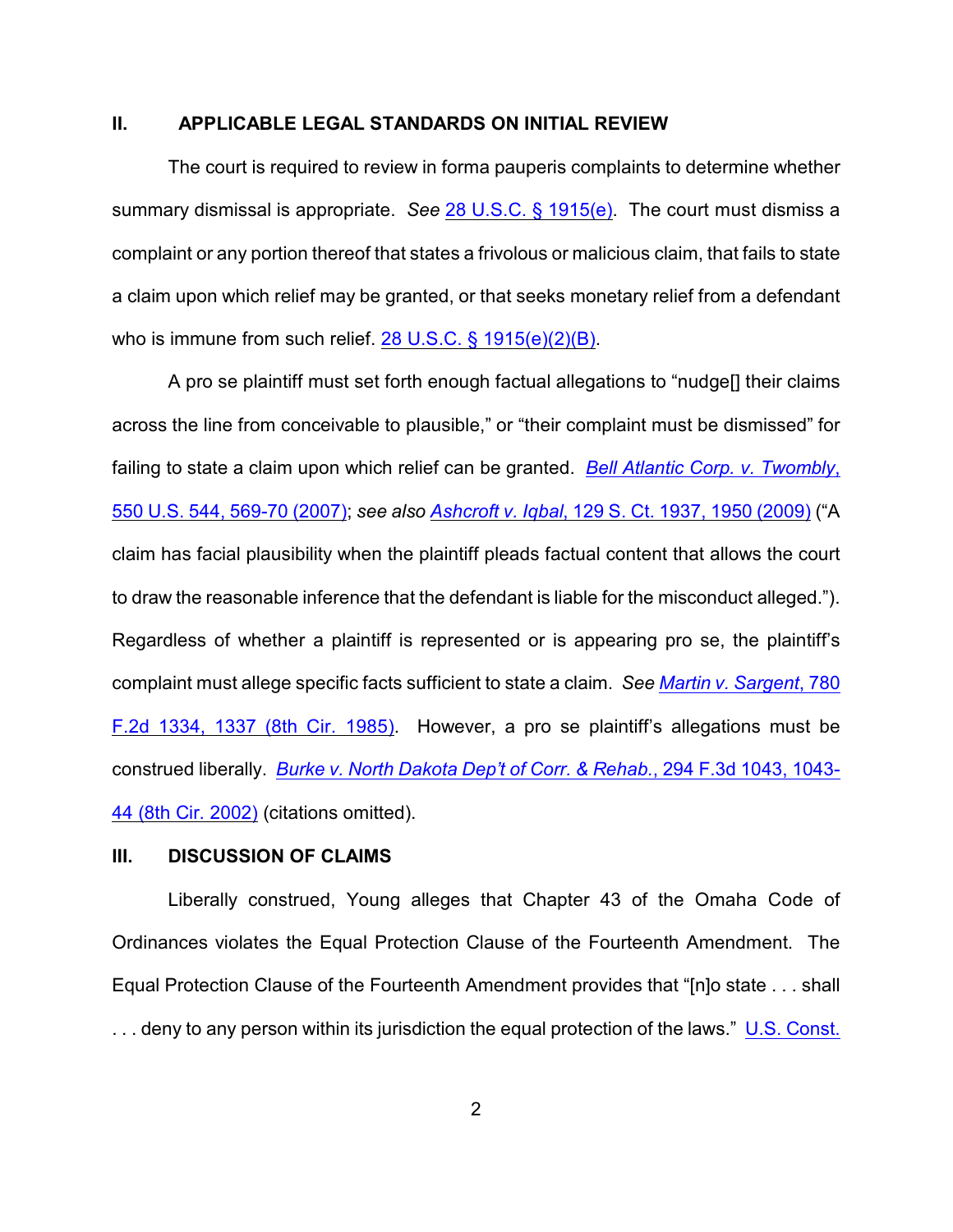## II. APPLICABLE LEGAL STANDARDS ON INITIAL REVIEW

The court is required to review in forma pauperis complaints to determine whether summary dismissal is appropriate. *See* 28 U.S.C. § 1915(e). The court must dismiss a complaint or any portion thereof that states a frivolous or malicious claim, that fails to state a claim upon which relief may be granted, or that seeks monetary relief from a defendant who is immune from such relief. 28 U.S.C. § 1915(e)(2)(B).

A pro se plaintiff must set forth enough factual allegations to "nudge[] their claims across the line from conceivable to plausible," or "their complaint must be dismissed" for failing to state a claim upon which relief can be granted. *Bell Atlantic Corp. v. Twombly*, 550 U.S. 544, 569-70 (2007); *see also Ashcroft v. Iqbal*, 129 S. Ct. 1937, 1950 (2009) ("A claim has facial plausibility when the plaintiff pleads factual content that allows the court to draw the reasonable inference that the defendant is liable for the misconduct alleged."). Regardless of whether a plaintiff is represented or is appearing pro se, the plaintiff's complaint must allege specific facts sufficient to state a claim. *See Martin v. Sargent*, 780 F.2d 1334, 1337 (8th Cir. 1985). However, a pro se plaintiff's allegations must be construed liberally. *Burke v. North Dakota Dep't of Corr. & Rehab.*, 294 F.3d 1043, 1043-44 (8th Cir. 2002) (citations omitted).

## III. DISCUSSION OF CLAIMS

Liberally construed, Young alleges that Chapter 43 of the Omaha Code of Ordinances violates the Equal Protection Clause of the Fourteenth Amendment. The Equal Protection Clause of the Fourteenth Amendment provides that "[n]o state . . . shall . . . deny to any person within its jurisdiction the equal protection of the laws." U.S. Const.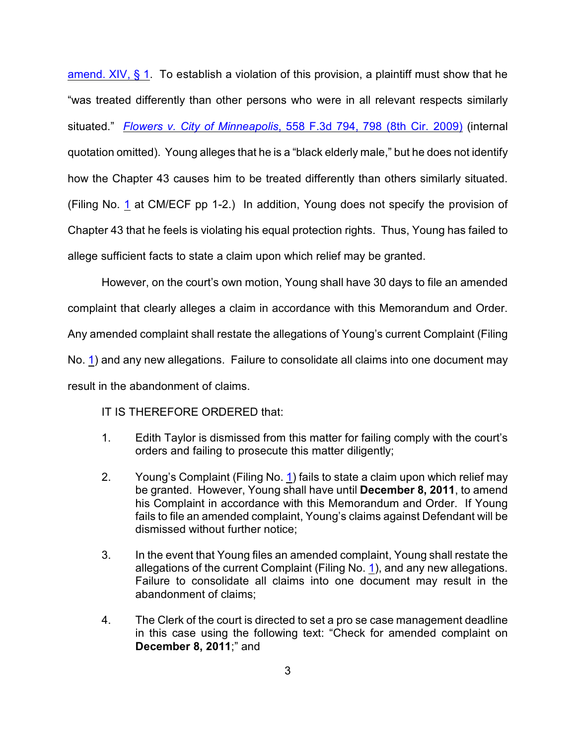amend. XIV, § 1. To establish a violation of this provision, a plaintiff must show that he "was treated differently than other persons who were in all relevant respects similarly situated." *Flowers v. City of Minneapolis*, 558 F.3d 794, 798 (8th Cir. 2009) (internal quotation omitted). Young alleges that he is a "black elderly male," but he does not identify how the Chapter 43 causes him to be treated differently than others similarly situated. (Filing No. 1 at CM/ECF pp 1-2.) In addition, Young does not specify the provision of Chapter 43 that he feels is violating his equal protection rights. Thus, Young has failed to allege sufficient facts to state a claim upon which relief may be granted.

However, on the court's own motion, Young shall have 30 days to file an amended complaint that clearly alleges a claim in accordance with this Memorandum and Order. Any amended complaint shall restate the allegations of Young's current Complaint (Filing No. 1) and any new allegations. Failure to consolidate all claims into one document may result in the abandonment of claims.

IT IS THEREFORE ORDERED that:

1. Edith Taylor is dismissed from this matter for failing comply with the court's orders and failing to prosecute this matter diligently;

2. Young's Complaint (Filing No. 1) fails to state a claim upon which relief may be granted. However, Young shall have until **December 8, 2011**, to amend his Complaint in accordance with this Memorandum and Order. If Young fails to file an amended complaint, Young's claims against Defendant will be dismissed without further notice;

3. In the event that Young files an amended complaint, Young shall restate the allegations of the current Complaint (Filing No. 1), and any new allegations. Failure to consolidate all claims into one document may result in the abandonment of claims;

4. The Clerk of the court is directed to set a pro se case management deadline in this case using the following text: "Check for amended complaint on **December 8, 2011**;" and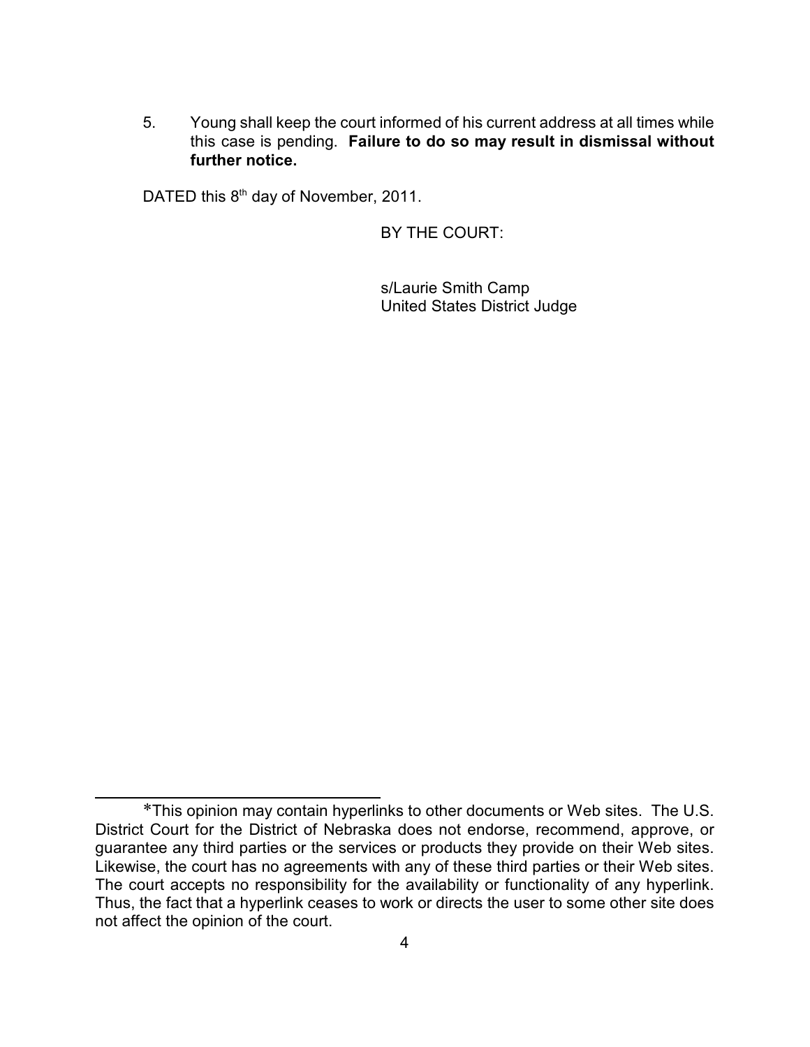5. Young shall keep the court informed of his current address at all times while this case is pending. **Failure to do so may result in dismissal without further notice.**

DATED this 8th day of November, 2011.

BY THE COURT:

s/Laurie Smith Camp
United States District Judge

---

*This opinion may contain hyperlinks to other documents or Web sites. The U.S. District Court for the District of Nebraska does not endorse, recommend, approve, or guarantee any third parties or the services or products they provide on their Web sites. Likewise, the court has no agreements with any of these third parties or their Web sites. The court accepts no responsibility for the availability or functionality of any hyperlink. Thus, the fact that a hyperlink ceases to work or directs the user to some other site does not affect the opinion of the court.